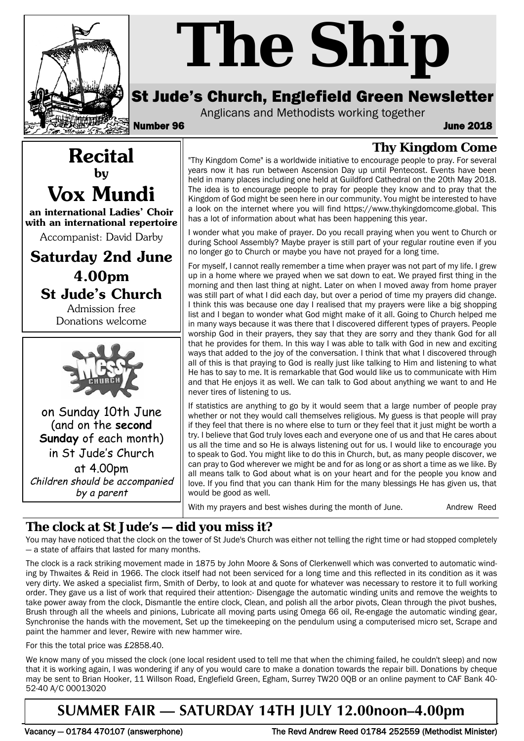# The Ship

## St Jude's Church, Englefield Green Newsletter

Anglicans and Methodists working together

**Number 96** **June 2018**

## Recital by Vox Mundi

**an international Ladies' Choir with an international repertoire**

Accompanist: David Darby

**Saturday 2nd June**
**4.00pm**
**St Jude's Church**

Admission free
Donations welcome

## Messy Church

on Sunday 10th June (and on the **second Sunday** of each month) in St Jude's Church at 4.00pm

*Children should be accompanied by a parent*

## Thy Kingdom Come

"Thy Kingdom Come" is a worldwide initiative to encourage people to pray. For several years now it has run between Ascension Day up until Pentecost. Events have been held in many places including one held at Guildford Cathedral on the 20th May 2018. The idea is to encourage people to pray for people they know and to pray that the Kingdom of God might be seen here in our community. You might be interested to have a look on the internet where you will find https://www.thykingdomcome.global. This has a lot of information about what has been happening this year.

I wonder what you make of prayer. Do you recall praying when you went to Church or during School Assembly? Maybe prayer is still part of your regular routine even if you no longer go to Church or maybe you have not prayed for a long time.

For myself, I cannot really remember a time when prayer was not part of my life. I grew up in a home where we prayed when we sat down to eat. We prayed first thing in the morning and then last thing at night. Later on when I moved away from home prayer was still part of what I did each day, but over a period of time my prayers did change. I think this was because one day I realised that my prayers were like a big shopping list and I began to wonder what God might make of it all. Going to Church helped me in many ways because it was there that I discovered different types of prayers. People worship God in their prayers, they say that they are sorry and they thank God for all that he provides for them. In this way I was able to talk with God in new and exciting ways that added to the joy of the conversation. I think that what I discovered through all of this is that praying to God is really just like talking to Him and listening to what He has to say to me. It is remarkable that God would like us to communicate with Him and that He enjoys it as well. We can talk to God about anything we want to and He never tires of listening to us.

If statistics are anything to go by it would seem that a large number of people pray whether or not they would call themselves religious. My guess is that people will pray if they feel that there is no where else to turn or they feel that it just might be worth a try. I believe that God truly loves each and everyone one of us and that He cares about us all the time and so He is always listening out for us. I would like to encourage you to speak to God. You might like to do this in Church, but, as many people discover, we can pray to God wherever we might be and for as long or as short a time as we like. By all means talk to God about what is on your heart and for the people you know and love. If you find that you can thank Him for the many blessings He has given us, that would be good as well.

With my prayers and best wishes during the month of June. Andrew Reed

## The clock at St Jude's — did you miss it?

You may have noticed that the clock on the tower of St Jude's Church was either not telling the right time or had stopped completely — a state of affairs that lasted for many months.

The clock is a rack striking movement made in 1875 by John Moore & Sons of Clerkenwell which was converted to automatic winding by Thwaites & Reid in 1966. The clock itself had not been serviced for a long time and this reflected in its condition as it was very dirty. We asked a specialist firm, Smith of Derby, to look at and quote for whatever was necessary to restore it to full working order. They gave us a list of work that required their attention:- Disengage the automatic winding units and remove the weights to take power away from the clock, Dismantle the entire clock, Clean, and polish all the arbor pivots, Clean through the pivot bushes, Brush through all the wheels and pinions, Lubricate all moving parts using Omega 66 oil, Re-engage the automatic winding gear, Synchronise the hands with the movement, Set up the timekeeping on the pendulum using a computerised micro set, Scrape and paint the hammer and lever, Rewire with new hammer wire.

For this the total price was £2858.40.

We know many of you missed the clock (one local resident used to tell me that when the chiming failed, he couldn't sleep) and now that it is working again, I was wondering if any of you would care to make a donation towards the repair bill. Donations by cheque may be sent to Brian Hooker, 11 Willson Road, Englefield Green, Egham, Surrey TW20 0QB or an online payment to CAF Bank 40-52-40 A/C 00013020

## SUMMER FAIR — SATURDAY 14TH JULY 12.00noon–4.00pm

Vacancy — 01784 470107 (answerphone) The Revd Andrew Reed 01784 252559 (Methodist Minister)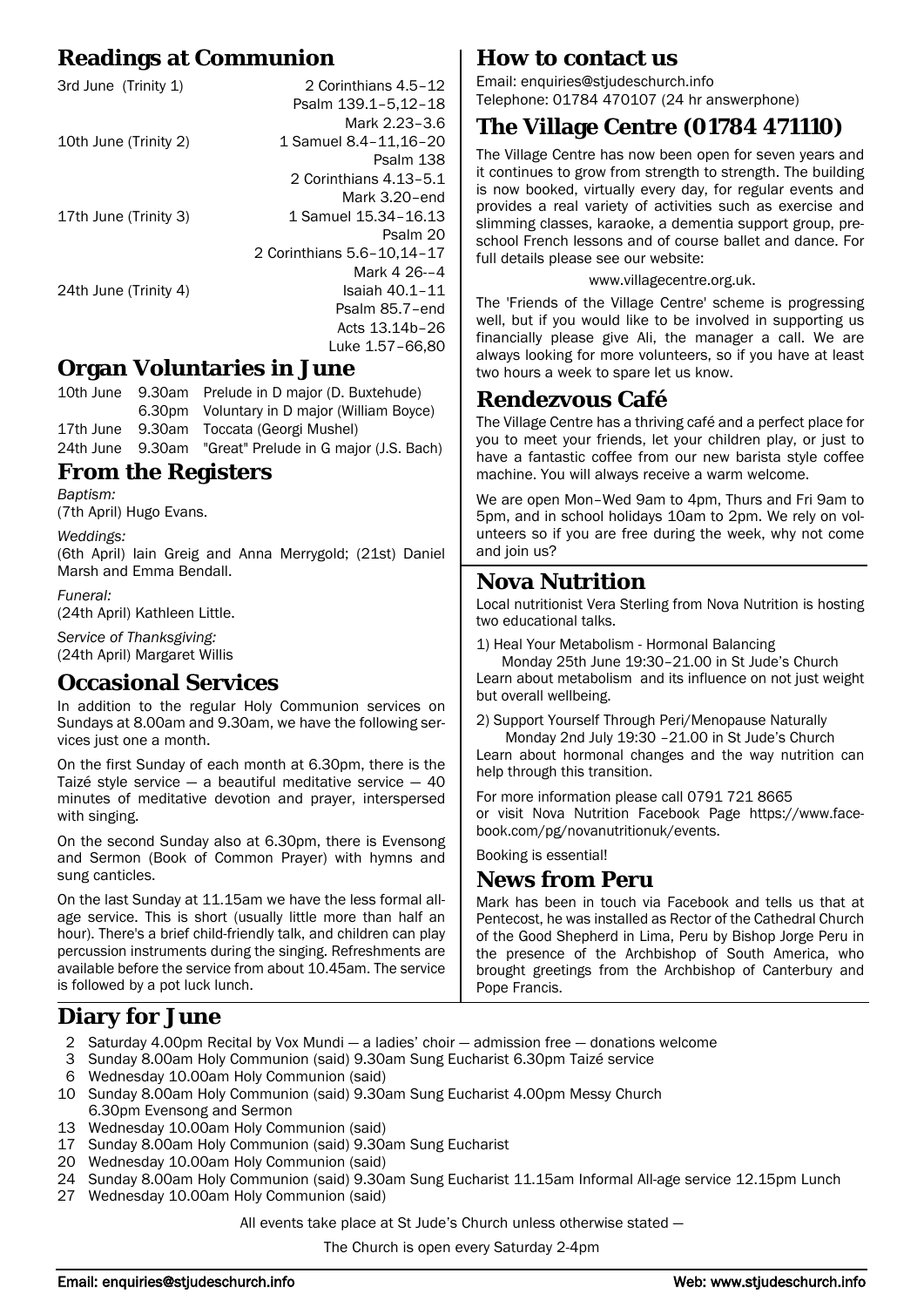## Readings at Communion

| | |
|---|---|
| 3rd June (Trinity 1) | 2 Corinthians 4.5–12<br>Psalm 139.1–5,12–18<br>Mark 2.23–3.6 |
| 10th June (Trinity 2) | 1 Samuel 8.4–11,16–20<br>Psalm 138<br>2 Corinthians 4.13–5.1<br>Mark 3.20–end |
| 17th June (Trinity 3) | 1 Samuel 15.34–16.13<br>Psalm 20<br>2 Corinthians 5.6–10,14–17<br>Mark 4 26-–4 |
| 24th June (Trinity 4) | Isaiah 40.1–11<br>Psalm 85.7–end<br>Acts 13.14b–26<br>Luke 1.57–66,80 |

## Organ Voluntaries in June

| | | |
|---|---|---|
| 10th June | 9.30am | Prelude in D major (D. Buxtehude) |
| | 6.30pm | Voluntary in D major (William Boyce) |
| 17th June | 9.30am | Toccata (Georgi Mushel) |
| 24th June | 9.30am | "Great" Prelude in G major (J.S. Bach) |

## From the Registers

*Baptism:*
(7th April) Hugo Evans.

*Weddings:*
(6th April) Iain Greig and Anna Merrygold; (21st) Daniel Marsh and Emma Bendall.

*Funeral:*
(24th April) Kathleen Little.

*Service of Thanksgiving:*
(24th April) Margaret Willis

## Occasional Services

In addition to the regular Holy Communion services on Sundays at 8.00am and 9.30am, we have the following services just one a month.

On the first Sunday of each month at 6.30pm, there is the Taizé style service — a beautiful meditative service — 40 minutes of meditative devotion and prayer, interspersed with singing.

On the second Sunday also at 6.30pm, there is Evensong and Sermon (Book of Common Prayer) with hymns and sung canticles.

On the last Sunday at 11.15am we have the less formal all-age service. This is short (usually little more than half an hour). There's a brief child-friendly talk, and children can play percussion instruments during the singing. Refreshments are available before the service from about 10.45am. The service is followed by a pot luck lunch.

## How to contact us

Email: enquiries@stjudeschurch.info
Telephone: 01784 470107 (24 hr answerphone)

## The Village Centre (01784 471110)

The Village Centre has now been open for seven years and it continues to grow from strength to strength. The building is now booked, virtually every day, for regular events and provides a real variety of activities such as exercise and slimming classes, karaoke, a dementia support group, pre-school French lessons and of course ballet and dance. For full details please see our website:

www.villagecentre.org.uk.

The 'Friends of the Village Centre' scheme is progressing well, but if you would like to be involved in supporting us financially please give Ali, the manager a call. We are always looking for more volunteers, so if you have at least two hours a week to spare let us know.

## Rendezvous Café

The Village Centre has a thriving café and a perfect place for you to meet your friends, let your children play, or just to have a fantastic coffee from our new barista style coffee machine. You will always receive a warm welcome.

We are open Mon–Wed 9am to 4pm, Thurs and Fri 9am to 5pm, and in school holidays 10am to 2pm. We rely on volunteers so if you are free during the week, why not come and join us?

## Nova Nutrition

Local nutritionist Vera Sterling from Nova Nutrition is hosting two educational talks.

1) Heal Your Metabolism - Hormonal Balancing
Monday 25th June 19:30–21.00 in St Jude's Church
Learn about metabolism and its influence on not just weight but overall wellbeing.

2) Support Yourself Through Peri/Menopause Naturally
Monday 2nd July 19:30 –21.00 in St Jude's Church
Learn about hormonal changes and the way nutrition can help through this transition.

For more information please call 0791 721 8665
or visit Nova Nutrition Facebook Page https://www.facebook.com/pg/novanutritionuk/events.

Booking is essential!

## News from Peru

Mark has been in touch via Facebook and tells us that at Pentecost, he was installed as Rector of the Cathedral Church of the Good Shepherd in Lima, Peru by Bishop Jorge Peru in the presence of the Archbishop of South America, who brought greetings from the Archbishop of Canterbury and Pope Francis.

## Diary for June

- 2 Saturday 4.00pm Recital by Vox Mundi — a ladies' choir — admission free — donations welcome
- 3 Sunday 8.00am Holy Communion (said) 9.30am Sung Eucharist 6.30pm Taizé service
- 6 Wednesday 10.00am Holy Communion (said)
- 10 Sunday 8.00am Holy Communion (said) 9.30am Sung Eucharist 4.00pm Messy Church 6.30pm Evensong and Sermon
- 13 Wednesday 10.00am Holy Communion (said)
- 17 Sunday 8.00am Holy Communion (said) 9.30am Sung Eucharist
- 20 Wednesday 10.00am Holy Communion (said)
- 24 Sunday 8.00am Holy Communion (said) 9.30am Sung Eucharist 11.15am Informal All-age service 12.15pm Lunch
- 27 Wednesday 10.00am Holy Communion (said)

All events take place at St Jude's Church unless otherwise stated —

The Church is open every Saturday 2-4pm